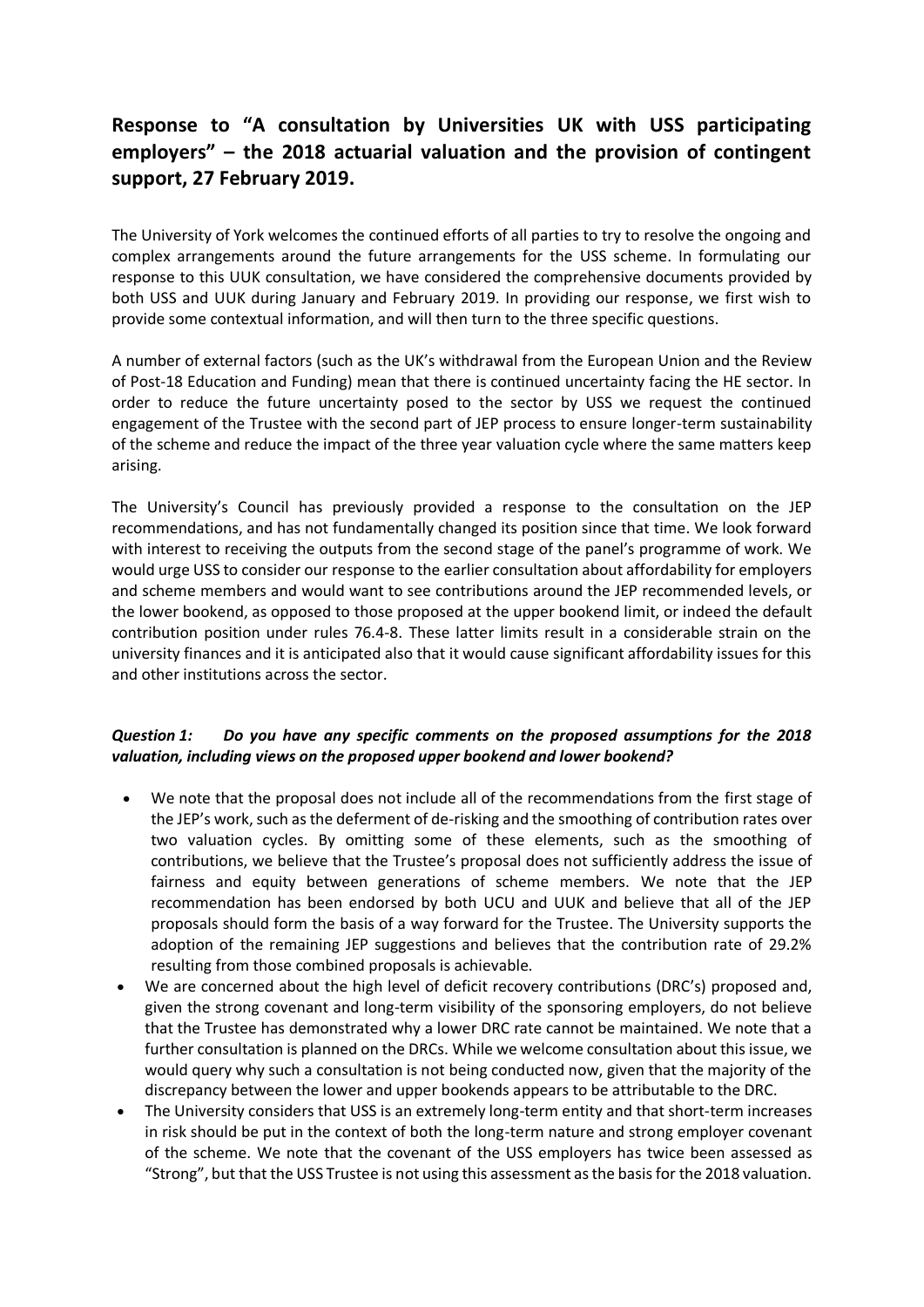## Response to "A consultation by Universities UK with USS participating employers" – the 2018 actuarial valuation and the provision of contingent support, 27 February 2019.

The University of York welcomes the continued efforts of all parties to try to resolve the ongoing and complex arrangements around the future arrangements for the USS scheme. In formulating our response to this UUK consultation, we have considered the comprehensive documents provided by both USS and UUK during January and February 2019. In providing our response, we first wish to provide some contextual information, and will then turn to the three specific questions.

A number of external factors (such as the UK's withdrawal from the European Union and the Review of Post-18 Education and Funding) mean that there is continued uncertainty facing the HE sector. In order to reduce the future uncertainty posed to the sector by USS we request the continued engagement of the Trustee with the second part of JEP process to ensure longer-term sustainability of the scheme and reduce the impact of the three year valuation cycle where the same matters keep arising.

The University's Council has previously provided a response to the consultation on the JEP recommendations, and has not fundamentally changed its position since that time. We look forward with interest to receiving the outputs from the second stage of the panel's programme of work. We would urge USS to consider our response to the earlier consultation about affordability for employers and scheme members and would want to see contributions around the JEP recommended levels, or the lower bookend, as opposed to those proposed at the upper bookend limit, or indeed the default contribution position under rules 76.4-8. These latter limits result in a considerable strain on the university finances and it is anticipated also that it would cause significant affordability issues for this and other institutions across the sector.

***Question 1: Do you have any specific comments on the proposed assumptions for the 2018 valuation, including views on the proposed upper bookend and lower bookend?***

- We note that the proposal does not include all of the recommendations from the first stage of the JEP's work, such as the deferment of de-risking and the smoothing of contribution rates over two valuation cycles. By omitting some of these elements, such as the smoothing of contributions, we believe that the Trustee's proposal does not sufficiently address the issue of fairness and equity between generations of scheme members. We note that the JEP recommendation has been endorsed by both UCU and UUK and believe that all of the JEP proposals should form the basis of a way forward for the Trustee. The University supports the adoption of the remaining JEP suggestions and believes that the contribution rate of 29.2% resulting from those combined proposals is achievable.
- We are concerned about the high level of deficit recovery contributions (DRC's) proposed and, given the strong covenant and long-term visibility of the sponsoring employers, do not believe that the Trustee has demonstrated why a lower DRC rate cannot be maintained. We note that a further consultation is planned on the DRCs. While we welcome consultation about this issue, we would query why such a consultation is not being conducted now, given that the majority of the discrepancy between the lower and upper bookends appears to be attributable to the DRC.
- The University considers that USS is an extremely long-term entity and that short-term increases in risk should be put in the context of both the long-term nature and strong employer covenant of the scheme. We note that the covenant of the USS employers has twice been assessed as "Strong", but that the USS Trustee is not using this assessment as the basis for the 2018 valuation.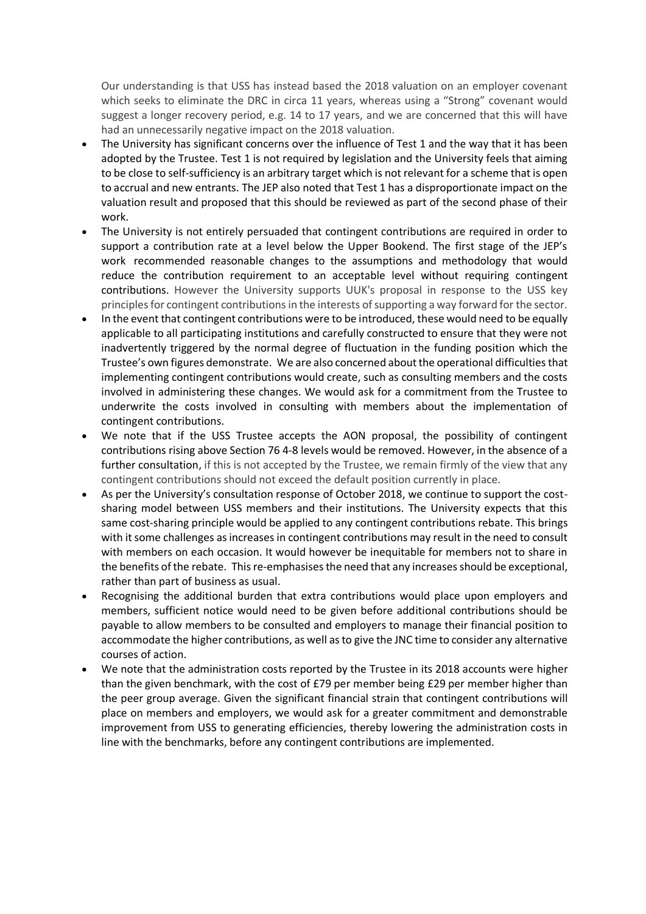Our understanding is that USS has instead based the 2018 valuation on an employer covenant which seeks to eliminate the DRC in circa 11 years, whereas using a "Strong" covenant would suggest a longer recovery period, e.g. 14 to 17 years, and we are concerned that this will have had an unnecessarily negative impact on the 2018 valuation.

- The University has significant concerns over the influence of Test 1 and the way that it has been adopted by the Trustee. Test 1 is not required by legislation and the University feels that aiming to be close to self-sufficiency is an arbitrary target which is not relevant for a scheme that is open to accrual and new entrants. The JEP also noted that Test 1 has a disproportionate impact on the valuation result and proposed that this should be reviewed as part of the second phase of their work.
- The University is not entirely persuaded that contingent contributions are required in order to support a contribution rate at a level below the Upper Bookend. The first stage of the JEP's work recommended reasonable changes to the assumptions and methodology that would reduce the contribution requirement to an acceptable level without requiring contingent contributions. However the University supports UUK's proposal in response to the USS key principles for contingent contributions in the interests of supporting a way forward for the sector.
- In the event that contingent contributions were to be introduced, these would need to be equally applicable to all participating institutions and carefully constructed to ensure that they were not inadvertently triggered by the normal degree of fluctuation in the funding position which the Trustee's own figures demonstrate. We are also concerned about the operational difficulties that implementing contingent contributions would create, such as consulting members and the costs involved in administering these changes. We would ask for a commitment from the Trustee to underwrite the costs involved in consulting with members about the implementation of contingent contributions.
- We note that if the USS Trustee accepts the AON proposal, the possibility of contingent contributions rising above Section 76 4-8 levels would be removed. However, in the absence of a further consultation, if this is not accepted by the Trustee, we remain firmly of the view that any contingent contributions should not exceed the default position currently in place.
- As per the University's consultation response of October 2018, we continue to support the cost-sharing model between USS members and their institutions. The University expects that this same cost-sharing principle would be applied to any contingent contributions rebate. This brings with it some challenges as increases in contingent contributions may result in the need to consult with members on each occasion. It would however be inequitable for members not to share in the benefits of the rebate. This re-emphasises the need that any increases should be exceptional, rather than part of business as usual.
- Recognising the additional burden that extra contributions would place upon employers and members, sufficient notice would need to be given before additional contributions should be payable to allow members to be consulted and employers to manage their financial position to accommodate the higher contributions, as well as to give the JNC time to consider any alternative courses of action.
- We note that the administration costs reported by the Trustee in its 2018 accounts were higher than the given benchmark, with the cost of £79 per member being £29 per member higher than the peer group average. Given the significant financial strain that contingent contributions will place on members and employers, we would ask for a greater commitment and demonstrable improvement from USS to generating efficiencies, thereby lowering the administration costs in line with the benchmarks, before any contingent contributions are implemented.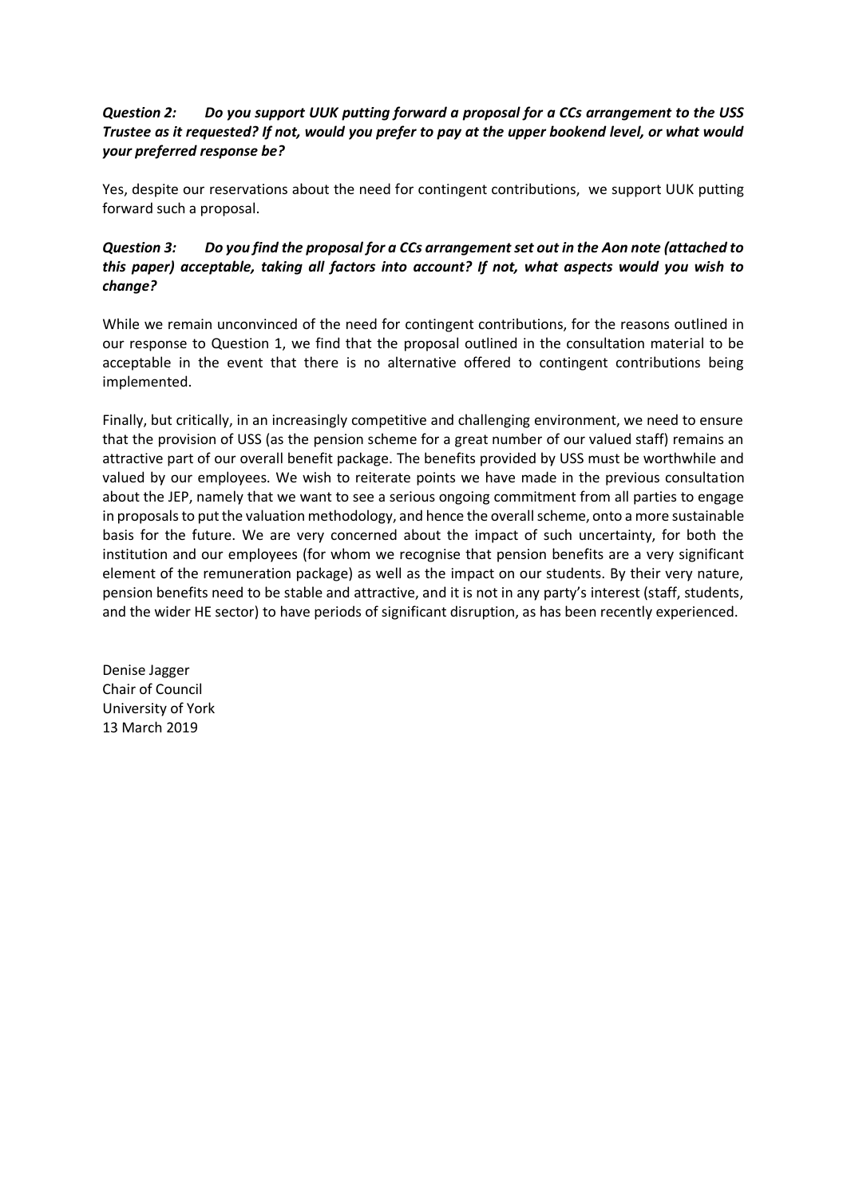***Question 2: Do you support UUK putting forward a proposal for a CCs arrangement to the USS Trustee as it requested? If not, would you prefer to pay at the upper bookend level, or what would your preferred response be?***

Yes, despite our reservations about the need for contingent contributions, we support UUK putting forward such a proposal.

***Question 3: Do you find the proposal for a CCs arrangement set out in the Aon note (attached to this paper) acceptable, taking all factors into account? If not, what aspects would you wish to change?***

While we remain unconvinced of the need for contingent contributions, for the reasons outlined in our response to Question 1, we find that the proposal outlined in the consultation material to be acceptable in the event that there is no alternative offered to contingent contributions being implemented.

Finally, but critically, in an increasingly competitive and challenging environment, we need to ensure that the provision of USS (as the pension scheme for a great number of our valued staff) remains an attractive part of our overall benefit package. The benefits provided by USS must be worthwhile and valued by our employees. We wish to reiterate points we have made in the previous consultation about the JEP, namely that we want to see a serious ongoing commitment from all parties to engage in proposals to put the valuation methodology, and hence the overall scheme, onto a more sustainable basis for the future. We are very concerned about the impact of such uncertainty, for both the institution and our employees (for whom we recognise that pension benefits are a very significant element of the remuneration package) as well as the impact on our students. By their very nature, pension benefits need to be stable and attractive, and it is not in any party's interest (staff, students, and the wider HE sector) to have periods of significant disruption, as has been recently experienced.

Denise Jagger
Chair of Council
University of York
13 March 2019